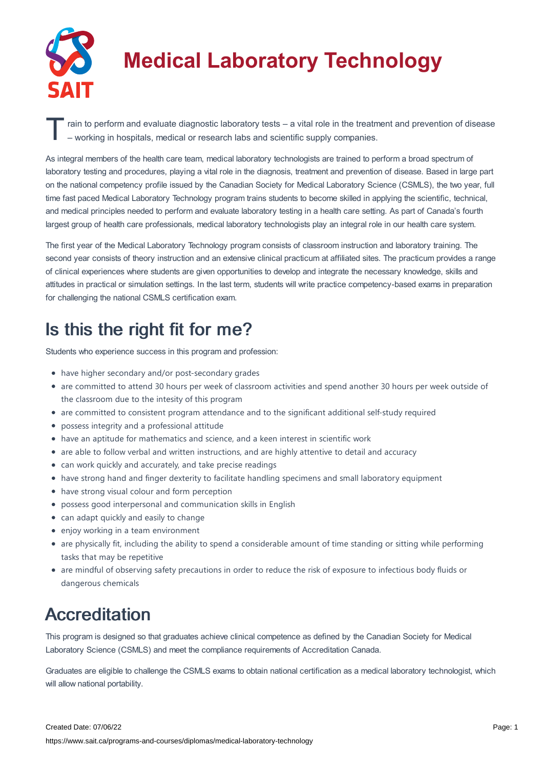# Medical Laboratory Technology

Train to perform and evaluate diagnostic laboratory tests – a vital role in the treatment and prevention of disease – working in hospitals, medical or research labs and scientific supply companies.

As integral members of the health care team, medical laboratory technologists are trained to perform a broad spectrum of laboratory testing and procedures, playing a vital role in the diagnosis, treatment and prevention of disease. Based in large part on the national competency profile issued by the Canadian Society for Medical Laboratory Science (CSMLS), the two year, full time fast paced Medical Laboratory Technology program trains students to become skilled in applying the scientific, technical, and medical principles needed to perform and evaluate laboratory testing in a health care setting. As part of Canada's fourth largest group of health care professionals, medical laboratory technologists play an integral role in our health care system.

The first year of the Medical Laboratory Technology program consists of classroom instruction and laboratory training. The second year consists of theory instruction and an extensive clinical practicum at affiliated sites. The practicum provides a range of clinical experiences where students are given opportunities to develop and integrate the necessary knowledge, skills and attitudes in practical or simulation settings. In the last term, students will write practice competency-based exams in preparation for challenging the national CSMLS certification exam.

## Is this the right fit for me?

Students who experience success in this program and profession:

- have higher secondary and/or post-secondary grades
- are committed to attend 30 hours per week of classroom activities and spend another 30 hours per week outside of the classroom due to the intesity of this program
- are committed to consistent program attendance and to the significant additional self-study required
- possess integrity and a professional attitude
- have an aptitude for mathematics and science, and a keen interest in scientific work
- are able to follow verbal and written instructions, and are highly attentive to detail and accuracy
- can work quickly and accurately, and take precise readings
- have strong hand and finger dexterity to facilitate handling specimens and small laboratory equipment
- have strong visual colour and form perception
- possess good interpersonal and communication skills in English
- can adapt quickly and easily to change
- enjoy working in a team environment
- are physically fit, including the ability to spend a considerable amount of time standing or sitting while performing tasks that may be repetitive
- are mindful of observing safety precautions in order to reduce the risk of exposure to infectious body fluids or dangerous chemicals

## Accreditation

This program is designed so that graduates achieve clinical competence as defined by the Canadian Society for Medical Laboratory Science (CSMLS) and meet the compliance requirements of Accreditation Canada.

Graduates are eligible to challenge the CSMLS exams to obtain national certification as a medical laboratory technologist, which will allow national portability.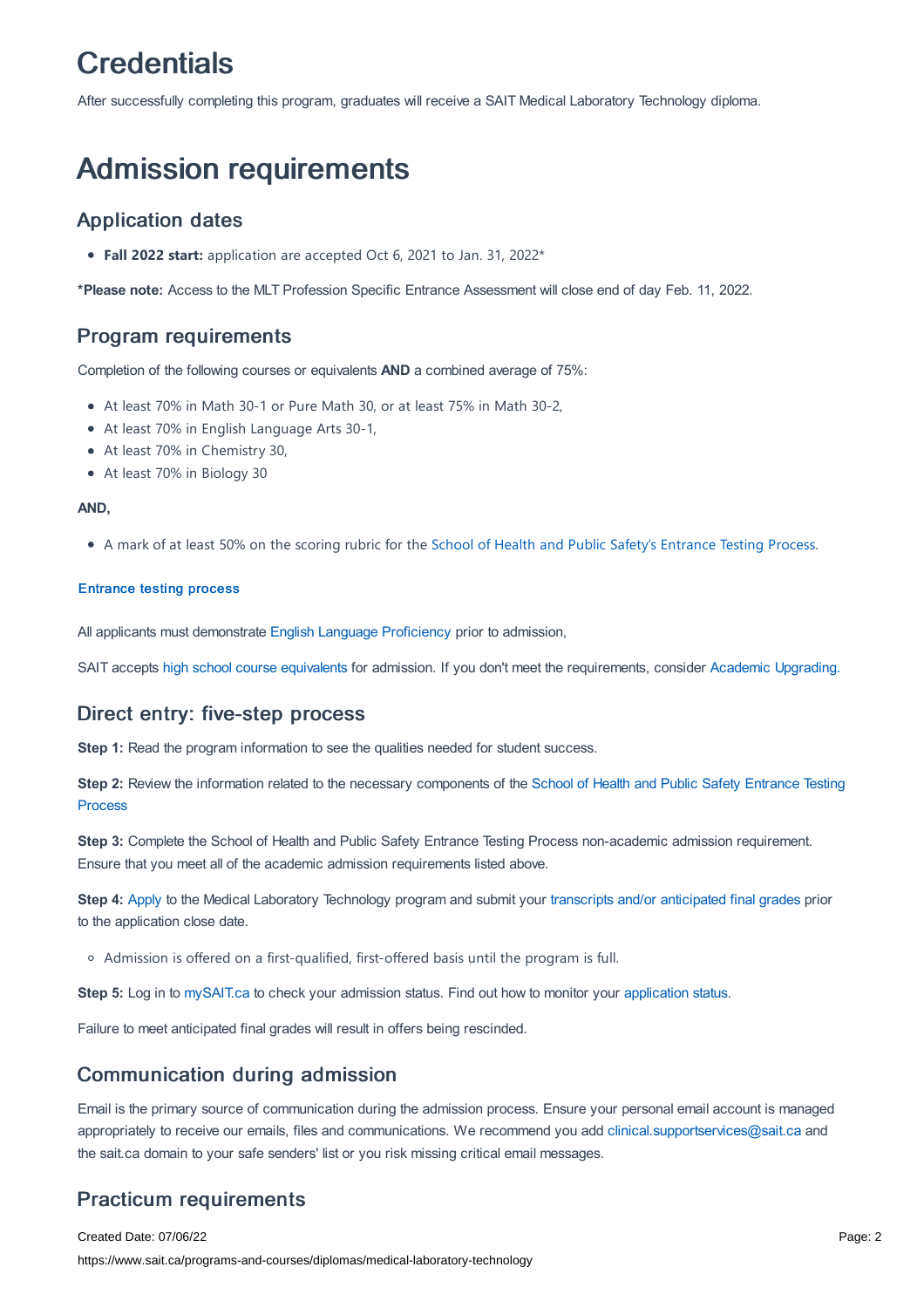# Credentials

After successfully completing this program, graduates will receive a SAIT Medical Laboratory Technology diploma.

# Admission requirements

## Application dates

- **Fall 2022 start:** application are accepted Oct 6, 2021 to Jan. 31, 2022*

***Please note:** Access to the MLT Profession Specific Entrance Assessment will close end of day Feb. 11, 2022.

## Program requirements

Completion of the following courses or equivalents **AND** a combined average of 75%:

- At least 70% in Math 30-1 or Pure Math 30, or at least 75% in Math 30-2,
- At least 70% in English Language Arts 30-1,
- At least 70% in Chemistry 30,
- At least 70% in Biology 30

**AND,**

- A mark of at least 50% on the scoring rubric for the School of Health and Public Safety's Entrance Testing Process.

**Entrance testing process**

All applicants must demonstrate English Language Proficiency prior to admission,

SAIT accepts high school course equivalents for admission. If you don't meet the requirements, consider Academic Upgrading.

## Direct entry: five-step process

**Step 1:** Read the program information to see the qualities needed for student success.

**Step 2:** Review the information related to the necessary components of the School of Health and Public Safety Entrance Testing Process

**Step 3:** Complete the School of Health and Public Safety Entrance Testing Process non-academic admission requirement. Ensure that you meet all of the academic admission requirements listed above.

**Step 4:** Apply to the Medical Laboratory Technology program and submit your transcripts and/or anticipated final grades prior to the application close date.

- Admission is offered on a first-qualified, first-offered basis until the program is full.

**Step 5:** Log in to mySAIT.ca to check your admission status. Find out how to monitor your application status.

Failure to meet anticipated final grades will result in offers being rescinded.

## Communication during admission

Email is the primary source of communication during the admission process. Ensure your personal email account is managed appropriately to receive our emails, files and communications. We recommend you add clinical.supportservices@sait.ca and the sait.ca domain to your safe senders' list or you risk missing critical email messages.

## Practicum requirements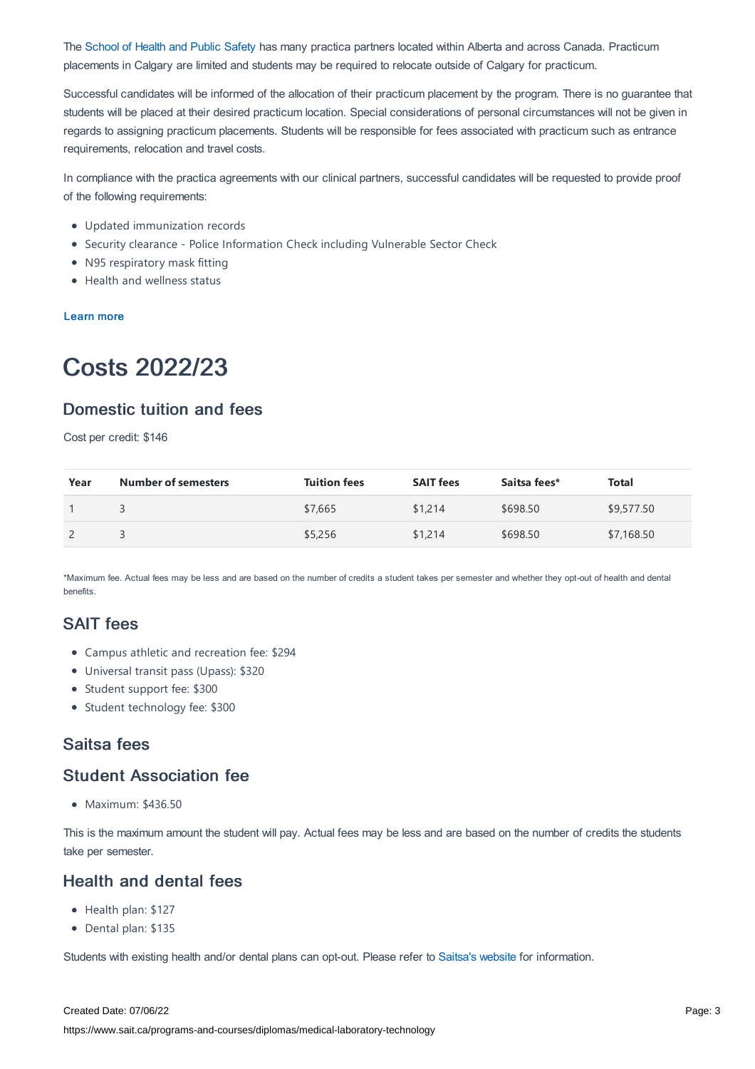The School of Health and Public Safety has many practica partners located within Alberta and across Canada. Practicum placements in Calgary are limited and students may be required to relocate outside of Calgary for practicum.

Successful candidates will be informed of the allocation of their practicum placement by the program. There is no guarantee that students will be placed at their desired practicum location. Special considerations of personal circumstances will not be given in regards to assigning practicum placements. Students will be responsible for fees associated with practicum such as entrance requirements, relocation and travel costs.

In compliance with the practica agreements with our clinical partners, successful candidates will be requested to provide proof of the following requirements:

- Updated immunization records
- Security clearance - Police Information Check including Vulnerable Sector Check
- N95 respiratory mask fitting
- Health and wellness status

Learn more

# Costs 2022/23

## Domestic tuition and fees

Cost per credit: $146

| Year | Number of semesters | Tuition fees | SAIT fees | Saitsa fees* | Total |
|---|---|---|---|---|---|
| 1 | 3 | $7,665 | $1,214 | $698.50 | $9,577.50 |
| 2 | 3 | $5,256 | $1,214 | $698.50 | $7,168.50 |

*Maximum fee. Actual fees may be less and are based on the number of credits a student takes per semester and whether they opt-out of health and dental benefits.

## SAIT fees

- Campus athletic and recreation fee: $294
- Universal transit pass (Upass): $320
- Student support fee: $300
- Student technology fee: $300

## Saitsa fees

## Student Association fee

- Maximum: $436.50

This is the maximum amount the student will pay. Actual fees may be less and are based on the number of credits the students take per semester.

## Health and dental fees

- Health plan: $127
- Dental plan: $135

Students with existing health and/or dental plans can opt-out. Please refer to Saitsa's website for information.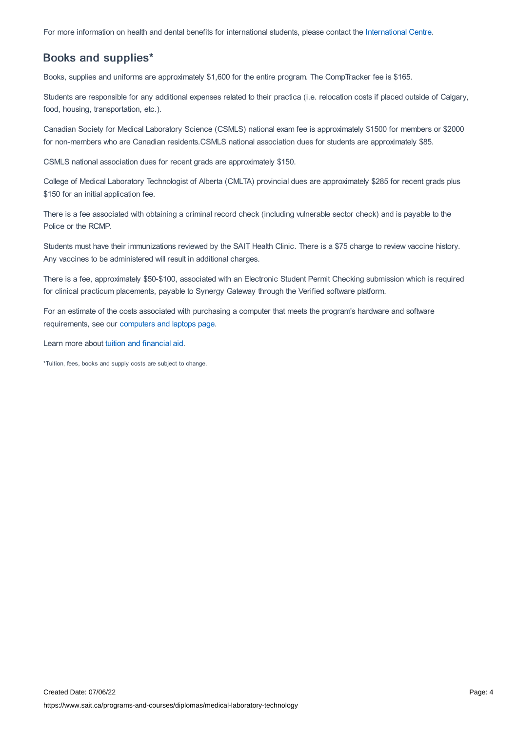For more information on health and dental benefits for international students, please contact the International Centre.

## Books and supplies*

Books, supplies and uniforms are approximately $1,600 for the entire program. The CompTracker fee is $165.

Students are responsible for any additional expenses related to their practica (i.e. relocation costs if placed outside of Calgary, food, housing, transportation, etc.).

Canadian Society for Medical Laboratory Science (CSMLS) national exam fee is approximately $1500 for members or $2000 for non-members who are Canadian residents.CSMLS national association dues for students are approximately $85.

CSMLS national association dues for recent grads are approximately $150.

College of Medical Laboratory Technologist of Alberta (CMLTA) provincial dues are approximately $285 for recent grads plus $150 for an initial application fee.

There is a fee associated with obtaining a criminal record check (including vulnerable sector check) and is payable to the Police or the RCMP.

Students must have their immunizations reviewed by the SAIT Health Clinic. There is a $75 charge to review vaccine history. Any vaccines to be administered will result in additional charges.

There is a fee, approximately $50-$100, associated with an Electronic Student Permit Checking submission which is required for clinical practicum placements, payable to Synergy Gateway through the Verified software platform.

For an estimate of the costs associated with purchasing a computer that meets the program's hardware and software requirements, see our computers and laptops page.

Learn more about tuition and financial aid.

*Tuition, fees, books and supply costs are subject to change.